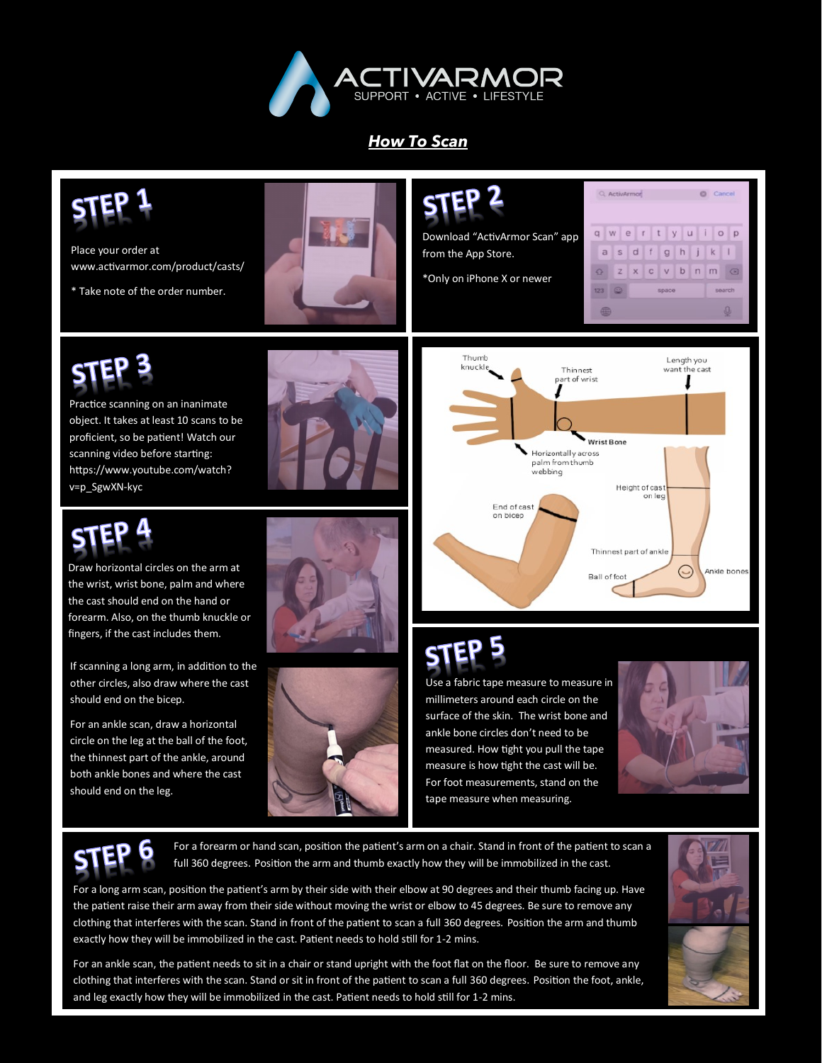# ACTIVARMOR

SUPPORT • ACTIVE • LIFESTYLE

## *How To Scan*

## STEP 1

Place your order at www.activarmor.com/product/casts/

* Take note of the order number.

## STEP 2

Download "ActivArmor Scan" app from the App Store.

*Only on iPhone X or newer

## STEP 3

Practice scanning on an inanimate object. It takes at least 10 scans to be proficient, so be patient! Watch our scanning video before starting: https://www.youtube.com/watch?v=p_SgwXN-kyc

## STEP 4

Draw horizontal circles on the arm at the wrist, wrist bone, palm and where the cast should end on the hand or forearm. Also, on the thumb knuckle or fingers, if the cast includes them.

If scanning a long arm, in addition to the other circles, also draw where the cast should end on the bicep.

For an ankle scan, draw a horizontal circle on the leg at the ball of the foot, the thinnest part of the ankle, around both ankle bones and where the cast should end on the leg.

Thumb knuckle; Thinnest part of wrist; Length you want the cast; Wrist Bone; Horizontally across palm from thumb webbing; Height of cast on leg; End of cast on bicep; Thinnest part of ankle; Ankle bones; Ball of foot

## STEP 5

Use a fabric tape measure to measure in millimeters around each circle on the surface of the skin. The wrist bone and ankle bone circles don't need to be measured. How tight you pull the tape measure is how tight the cast will be. For foot measurements, stand on the tape measure when measuring.

## STEP 6

For a forearm or hand scan, position the patient's arm on a chair. Stand in front of the patient to scan a full 360 degrees. Position the arm and thumb exactly how they will be immobilized in the cast.

For a long arm scan, position the patient's arm by their side with their elbow at 90 degrees and their thumb facing up. Have the patient raise their arm away from their side without moving the wrist or elbow to 45 degrees. Be sure to remove any clothing that interferes with the scan. Stand in front of the patient to scan a full 360 degrees. Position the arm and thumb exactly how they will be immobilized in the cast. Patient needs to hold still for 1-2 mins.

For an ankle scan, the patient needs to sit in a chair or stand upright with the foot flat on the floor. Be sure to remove any clothing that interferes with the scan. Stand or sit in front of the patient to scan a full 360 degrees. Position the foot, ankle, and leg exactly how they will be immobilized in the cast. Patient needs to hold still for 1-2 mins.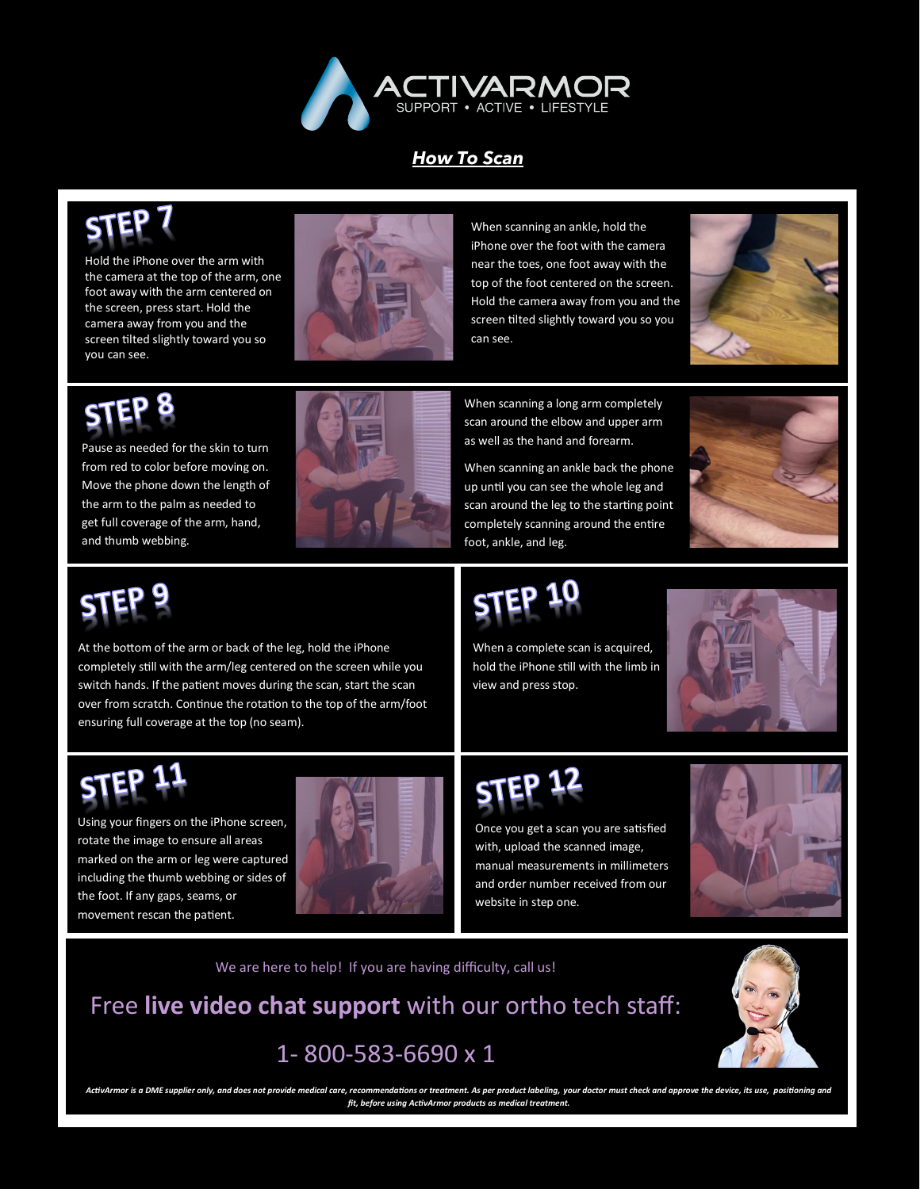ACTIVARMOR

SUPPORT • ACTIVE • LIFESTYLE

## *How To Scan*

## STEP 7

Hold the iPhone over the arm with the camera at the top of the arm, one foot away with the arm centered on the screen, press start. Hold the camera away from you and the screen tilted slightly toward you so you can see.

When scanning an ankle, hold the iPhone over the foot with the camera near the toes, one foot away with the top of the foot centered on the screen. Hold the camera away from you and the screen tilted slightly toward you so you can see.

## STEP 8

Pause as needed for the skin to turn from red to color before moving on. Move the phone down the length of the arm to the palm as needed to get full coverage of the arm, hand, and thumb webbing.

When scanning a long arm completely scan around the elbow and upper arm as well as the hand and forearm.

When scanning an ankle back the phone up until you can see the whole leg and scan around the leg to the starting point completely scanning around the entire foot, ankle, and leg.

## STEP 9

At the bottom of the arm or back of the leg, hold the iPhone completely still with the arm/leg centered on the screen while you switch hands. If the patient moves during the scan, start the scan over from scratch. Continue the rotation to the top of the arm/foot ensuring full coverage at the top (no seam).

## STEP 10

When a complete scan is acquired, hold the iPhone still with the limb in view and press stop.

## STEP 11

Using your fingers on the iPhone screen, rotate the image to ensure all areas marked on the arm or leg were captured including the thumb webbing or sides of the foot. If any gaps, seams, or movement rescan the patient.

## STEP 12

Once you get a scan you are satisfied with, upload the scanned image, manual measurements in millimeters and order number received from our website in step one.

We are here to help! If you are having difficulty, call us!

Free **live video chat support** with our ortho tech staff:

1- 800-583-6690 x 1

***ActivArmor is a DME supplier only, and does not provide medical care, recommendations or treatment. As per product labeling, your doctor must check and approve the device, its use, positioning and fit, before using ActivArmor products as medical treatment.***